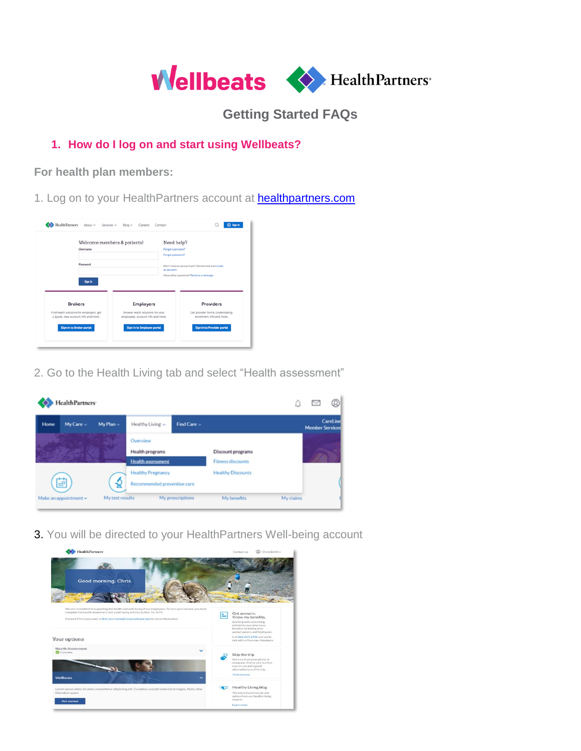# Getting Started FAQs

## 1. How do I log on and start using Wellbeats?

**For health plan members:**

1. Log on to your HealthPartners account at [healthpartners.com](healthpartners.com)

2. Go to the Health Living tab and select "Health assessment"

3. You will be directed to your HealthPartners Well-being account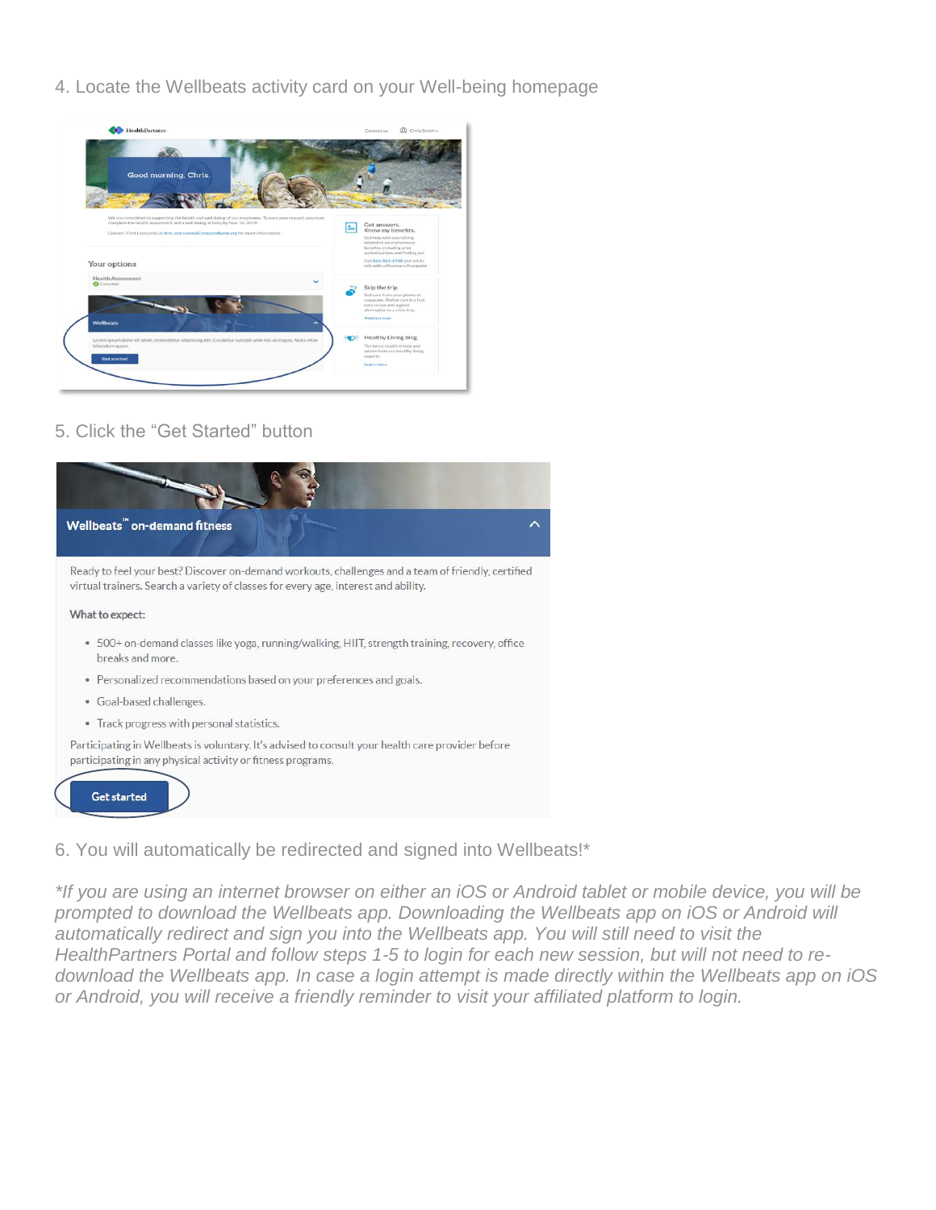4. Locate the Wellbeats activity card on your Well-being homepage

5. Click the “Get Started” button

6. You will automatically be redirected and signed into Wellbeats!*

*\*If you are using an internet browser on either an iOS or Android tablet or mobile device, you will be prompted to download the Wellbeats app. Downloading the Wellbeats app on iOS or Android will automatically redirect and sign you into the Wellbeats app. You will still need to visit the HealthPartners Portal and follow steps 1-5 to login for each new session, but will not need to re-download the Wellbeats app. In case a login attempt is made directly within the Wellbeats app on iOS or Android, you will receive a friendly reminder to visit your affiliated platform to login.*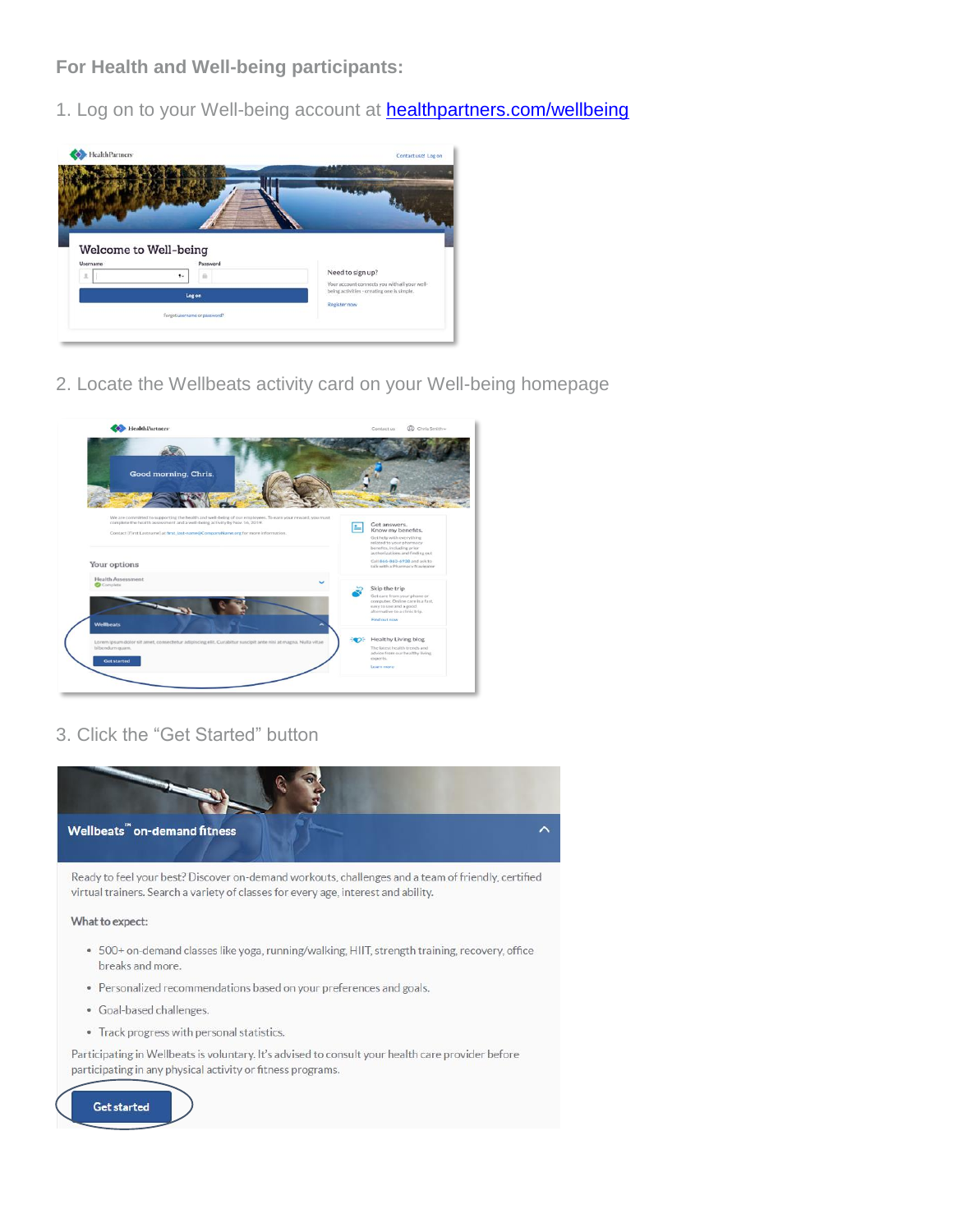**For Health and Well-being participants:**

1. Log on to your Well-being account at [healthpartners.com/wellbeing](healthpartners.com/wellbeing)

2. Locate the Wellbeats activity card on your Well-being homepage

3. Click the "Get Started" button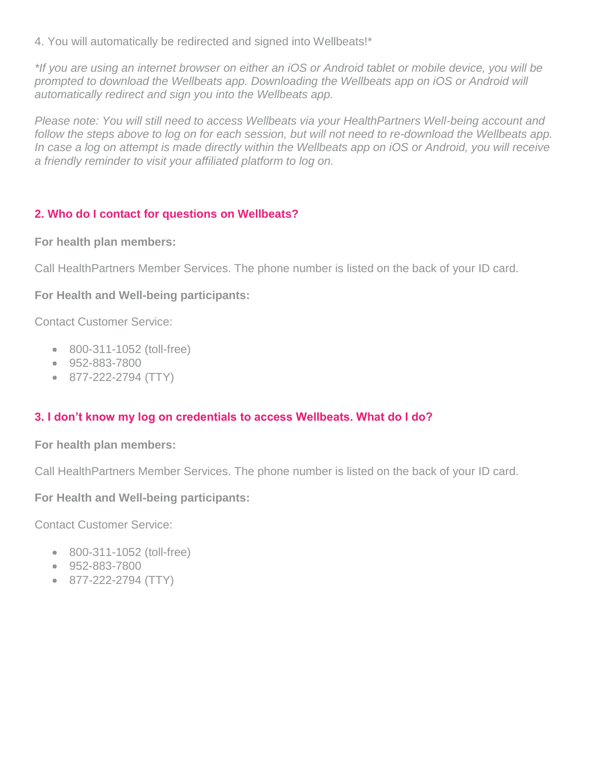4. You will automatically be redirected and signed into Wellbeats!*

*\*If you are using an internet browser on either an iOS or Android tablet or mobile device, you will be prompted to download the Wellbeats app. Downloading the Wellbeats app on iOS or Android will automatically redirect and sign you into the Wellbeats app.*

*Please note: You will still need to access Wellbeats via your HealthPartners Well-being account and follow the steps above to log on for each session, but will not need to re-download the Wellbeats app. In case a log on attempt is made directly within the Wellbeats app on iOS or Android, you will receive a friendly reminder to visit your affiliated platform to log on.*

### 2. Who do I contact for questions on Wellbeats?

**For health plan members:**

Call HealthPartners Member Services. The phone number is listed on the back of your ID card.

**For Health and Well-being participants:**

Contact Customer Service:

- 800-311-1052 (toll-free)
- 952-883-7800
- 877-222-2794 (TTY)

### 3. I don't know my log on credentials to access Wellbeats. What do I do?

**For health plan members:**

Call HealthPartners Member Services. The phone number is listed on the back of your ID card.

**For Health and Well-being participants:**

Contact Customer Service:

- 800-311-1052 (toll-free)
- 952-883-7800
- 877-222-2794 (TTY)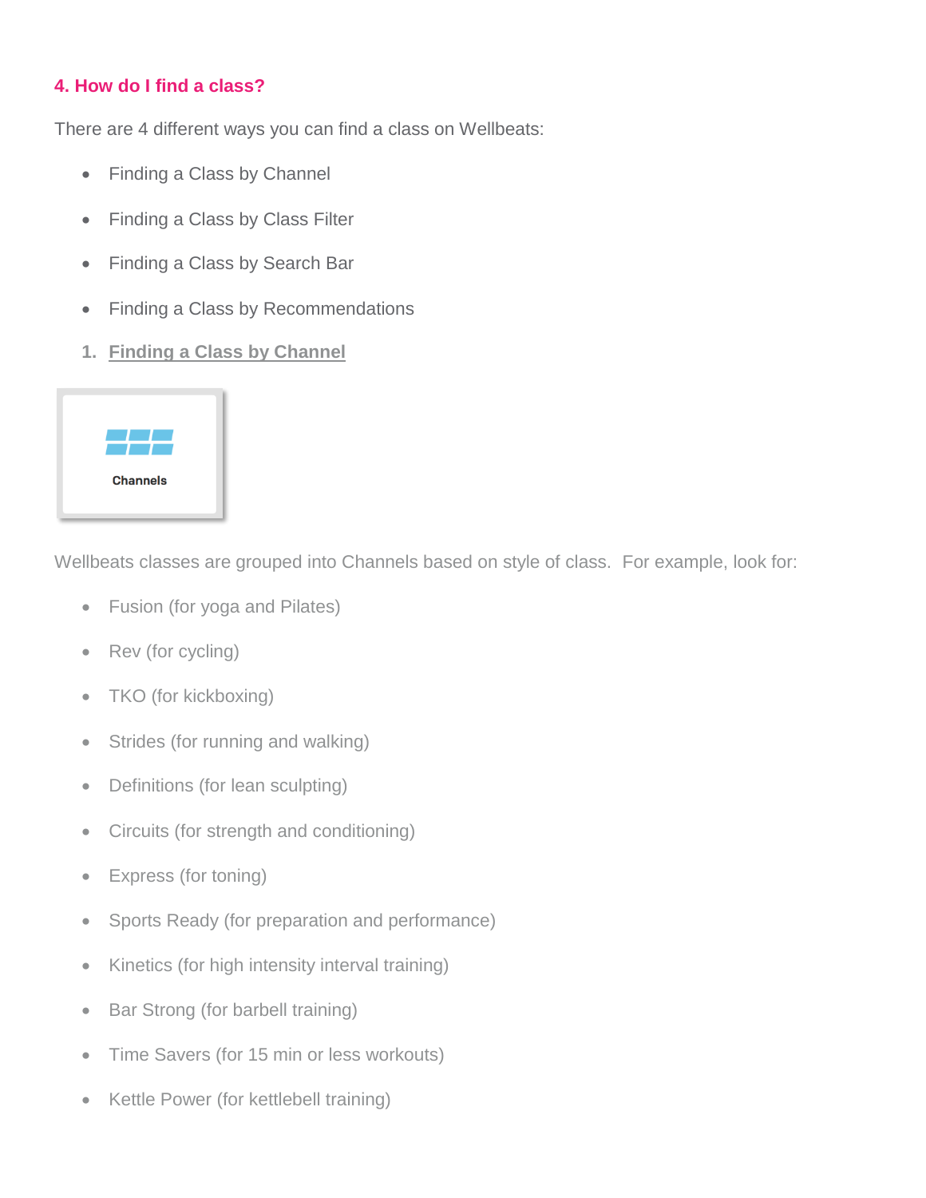## 4. How do I find a class?

There are 4 different ways you can find a class on Wellbeats:

- Finding a Class by Channel
- Finding a Class by Class Filter
- Finding a Class by Search Bar
- Finding a Class by Recommendations

1. **Finding a Class by Channel**

Channels

Wellbeats classes are grouped into Channels based on style of class. For example, look for:

- Fusion (for yoga and Pilates)
- Rev (for cycling)
- TKO (for kickboxing)
- Strides (for running and walking)
- Definitions (for lean sculpting)
- Circuits (for strength and conditioning)
- Express (for toning)
- Sports Ready (for preparation and performance)
- Kinetics (for high intensity interval training)
- Bar Strong (for barbell training)
- Time Savers (for 15 min or less workouts)
- Kettle Power (for kettlebell training)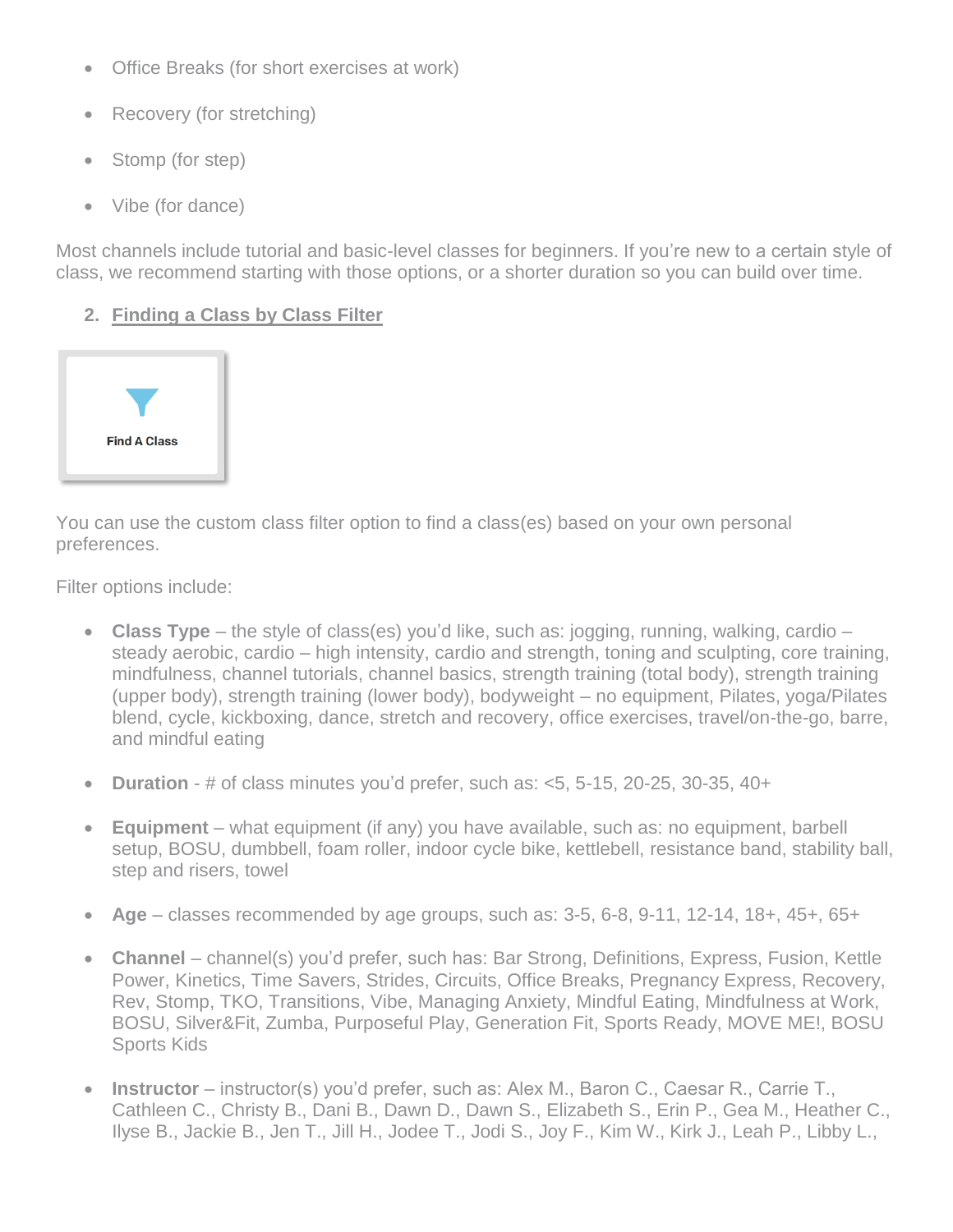- Office Breaks (for short exercises at work)
- Recovery (for stretching)
- Stomp (for step)
- Vibe (for dance)

Most channels include tutorial and basic-level classes for beginners. If you're new to a certain style of class, we recommend starting with those options, or a shorter duration so you can build over time.

2. **Finding a Class by Class Filter**

Find A Class

You can use the custom class filter option to find a class(es) based on your own personal preferences.

Filter options include:

- **Class Type** – the style of class(es) you'd like, such as: jogging, running, walking, cardio – steady aerobic, cardio – high intensity, cardio and strength, toning and sculpting, core training, mindfulness, channel tutorials, channel basics, strength training (total body), strength training (upper body), strength training (lower body), bodyweight – no equipment, Pilates, yoga/Pilates blend, cycle, kickboxing, dance, stretch and recovery, office exercises, travel/on-the-go, barre, and mindful eating
- **Duration** - # of class minutes you'd prefer, such as: <5, 5-15, 20-25, 30-35, 40+
- **Equipment** – what equipment (if any) you have available, such as: no equipment, barbell setup, BOSU, dumbbell, foam roller, indoor cycle bike, kettlebell, resistance band, stability ball, step and risers, towel
- **Age** – classes recommended by age groups, such as: 3-5, 6-8, 9-11, 12-14, 18+, 45+, 65+
- **Channel** – channel(s) you'd prefer, such has: Bar Strong, Definitions, Express, Fusion, Kettle Power, Kinetics, Time Savers, Strides, Circuits, Office Breaks, Pregnancy Express, Recovery, Rev, Stomp, TKO, Transitions, Vibe, Managing Anxiety, Mindful Eating, Mindfulness at Work, BOSU, Silver&Fit, Zumba, Purposeful Play, Generation Fit, Sports Ready, MOVE ME!, BOSU Sports Kids
- **Instructor** – instructor(s) you'd prefer, such as: Alex M., Baron C., Caesar R., Carrie T., Cathleen C., Christy B., Dani B., Dawn D., Dawn S., Elizabeth S., Erin P., Gea M., Heather C., Ilyse B., Jackie B., Jen T., Jill H., Jodee T., Jodi S., Joy F., Kim W., Kirk J., Leah P., Libby L.,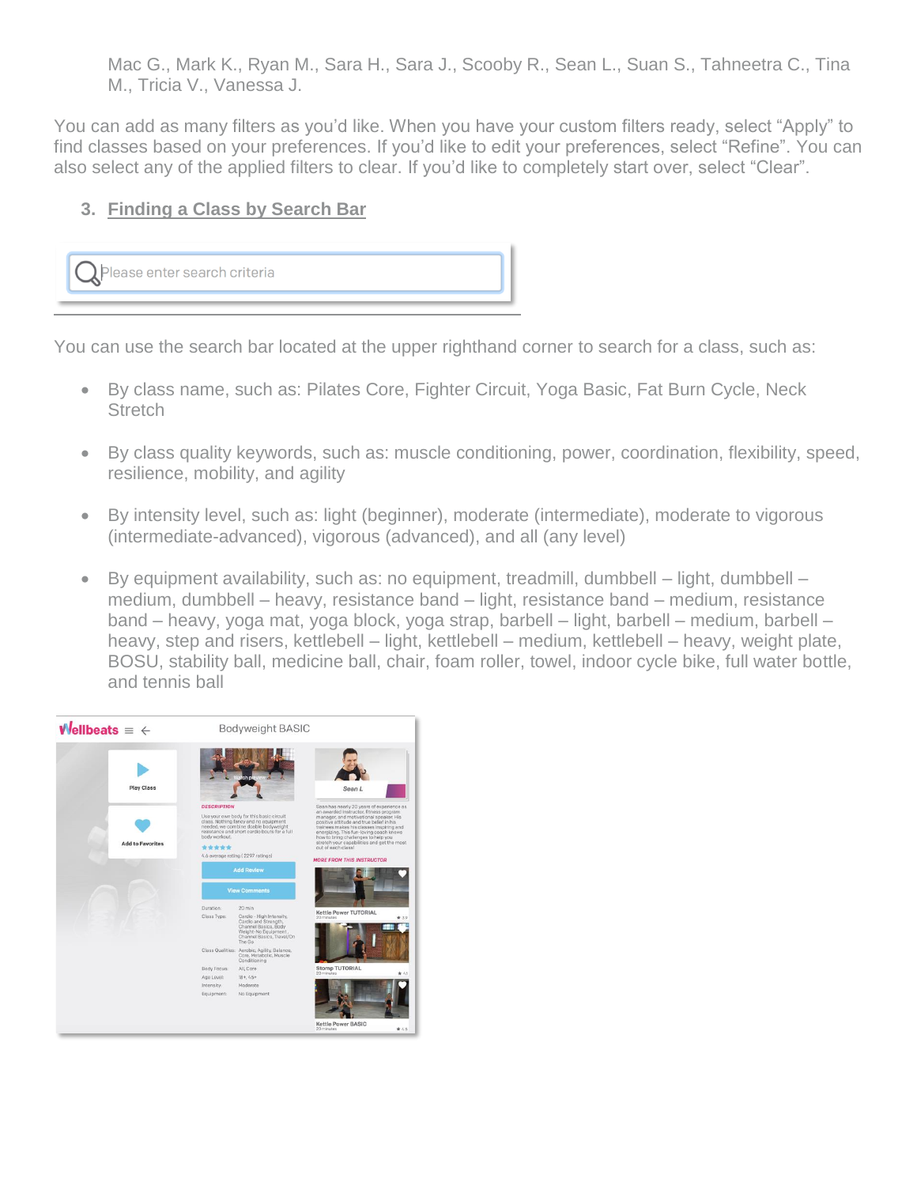Mac G., Mark K., Ryan M., Sara H., Sara J., Scooby R., Sean L., Suan S., Tahneetra C., Tina M., Tricia V., Vanessa J.

You can add as many filters as you'd like. When you have your custom filters ready, select "Apply" to find classes based on your preferences. If you'd like to edit your preferences, select "Refine". You can also select any of the applied filters to clear. If you'd like to completely start over, select "Clear".

3. **Finding a Class by Search Bar**

You can use the search bar located at the upper righthand corner to search for a class, such as:

- By class name, such as: Pilates Core, Fighter Circuit, Yoga Basic, Fat Burn Cycle, Neck Stretch
- By class quality keywords, such as: muscle conditioning, power, coordination, flexibility, speed, resilience, mobility, and agility
- By intensity level, such as: light (beginner), moderate (intermediate), moderate to vigorous (intermediate-advanced), vigorous (advanced), and all (any level)
- By equipment availability, such as: no equipment, treadmill, dumbbell – light, dumbbell – medium, dumbbell – heavy, resistance band – light, resistance band – medium, resistance band – heavy, yoga mat, yoga block, yoga strap, barbell – light, barbell – medium, barbell – heavy, step and risers, kettlebell – light, kettlebell – medium, kettlebell – heavy, weight plate, BOSU, stability ball, medicine ball, chair, foam roller, towel, indoor cycle bike, full water bottle, and tennis ball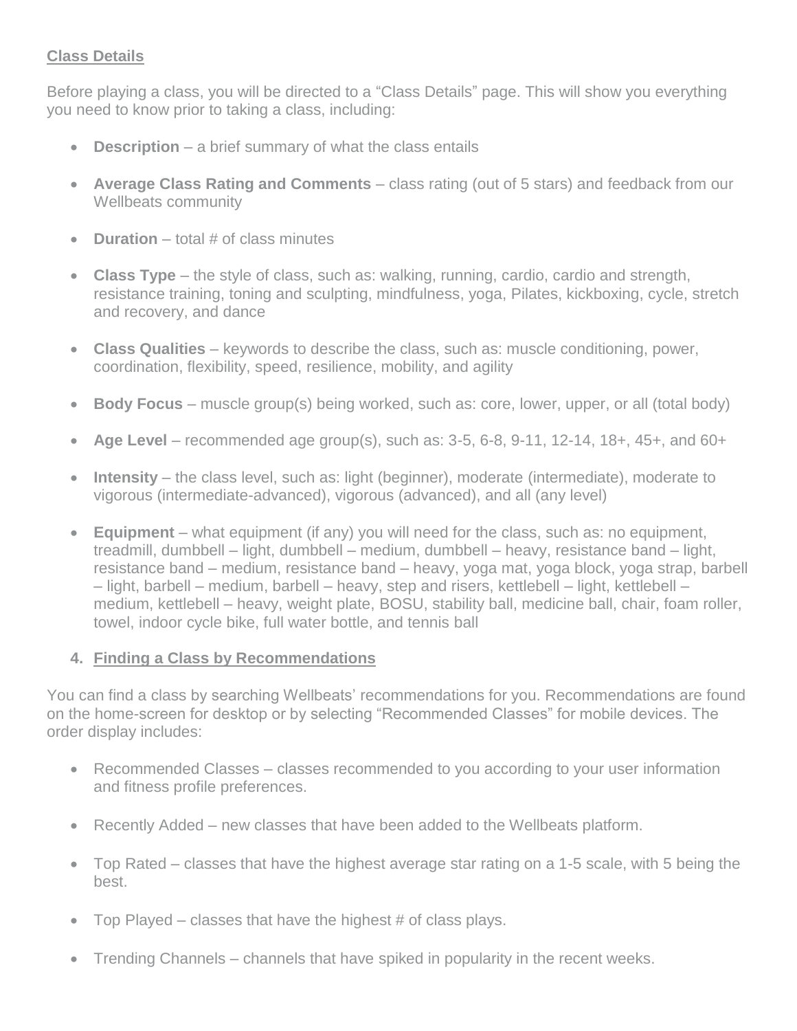**Class Details**

Before playing a class, you will be directed to a "Class Details" page. This will show you everything you need to know prior to taking a class, including:

- **Description** – a brief summary of what the class entails
- **Average Class Rating and Comments** – class rating (out of 5 stars) and feedback from our Wellbeats community
- **Duration** – total # of class minutes
- **Class Type** – the style of class, such as: walking, running, cardio, cardio and strength, resistance training, toning and sculpting, mindfulness, yoga, Pilates, kickboxing, cycle, stretch and recovery, and dance
- **Class Qualities** – keywords to describe the class, such as: muscle conditioning, power, coordination, flexibility, speed, resilience, mobility, and agility
- **Body Focus** – muscle group(s) being worked, such as: core, lower, upper, or all (total body)
- **Age Level** – recommended age group(s), such as: 3-5, 6-8, 9-11, 12-14, 18+, 45+, and 60+
- **Intensity** – the class level, such as: light (beginner), moderate (intermediate), moderate to vigorous (intermediate-advanced), vigorous (advanced), and all (any level)
- **Equipment** – what equipment (if any) you will need for the class, such as: no equipment, treadmill, dumbbell – light, dumbbell – medium, dumbbell – heavy, resistance band – light, resistance band – medium, resistance band – heavy, yoga mat, yoga block, yoga strap, barbell – light, barbell – medium, barbell – heavy, step and risers, kettlebell – light, kettlebell – medium, kettlebell – heavy, weight plate, BOSU, stability ball, medicine ball, chair, foam roller, towel, indoor cycle bike, full water bottle, and tennis ball

## 4. Finding a Class by Recommendations

You can find a class by searching Wellbeats' recommendations for you. Recommendations are found on the home-screen for desktop or by selecting "Recommended Classes" for mobile devices. The order display includes:

- Recommended Classes – classes recommended to you according to your user information and fitness profile preferences.
- Recently Added – new classes that have been added to the Wellbeats platform.
- Top Rated – classes that have the highest average star rating on a 1-5 scale, with 5 being the best.
- Top Played – classes that have the highest # of class plays.
- Trending Channels – channels that have spiked in popularity in the recent weeks.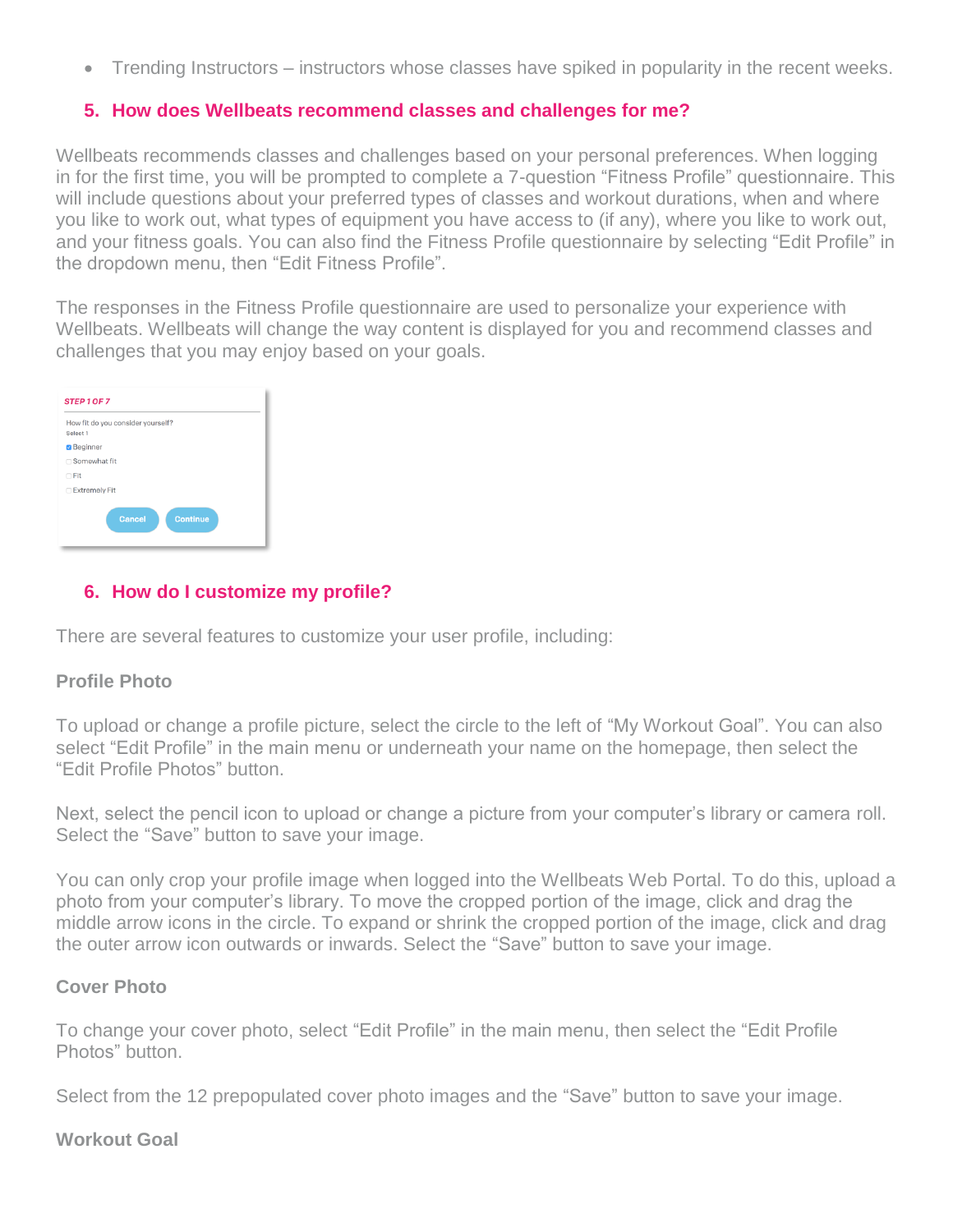- Trending Instructors – instructors whose classes have spiked in popularity in the recent weeks.

## 5. How does Wellbeats recommend classes and challenges for me?

Wellbeats recommends classes and challenges based on your personal preferences. When logging in for the first time, you will be prompted to complete a 7-question "Fitness Profile" questionnaire. This will include questions about your preferred types of classes and workout durations, when and where you like to work out, what types of equipment you have access to (if any), where you like to work out, and your fitness goals. You can also find the Fitness Profile questionnaire by selecting "Edit Profile" in the dropdown menu, then "Edit Fitness Profile".

The responses in the Fitness Profile questionnaire are used to personalize your experience with Wellbeats. Wellbeats will change the way content is displayed for you and recommend classes and challenges that you may enjoy based on your goals.

## 6. How do I customize my profile?

There are several features to customize your user profile, including:

### Profile Photo

To upload or change a profile picture, select the circle to the left of "My Workout Goal". You can also select "Edit Profile" in the main menu or underneath your name on the homepage, then select the "Edit Profile Photos" button.

Next, select the pencil icon to upload or change a picture from your computer's library or camera roll. Select the "Save" button to save your image.

You can only crop your profile image when logged into the Wellbeats Web Portal. To do this, upload a photo from your computer's library. To move the cropped portion of the image, click and drag the middle arrow icons in the circle. To expand or shrink the cropped portion of the image, click and drag the outer arrow icon outwards or inwards. Select the "Save" button to save your image.

### Cover Photo

To change your cover photo, select "Edit Profile" in the main menu, then select the "Edit Profile Photos" button.

Select from the 12 prepopulated cover photo images and the "Save" button to save your image.

### Workout Goal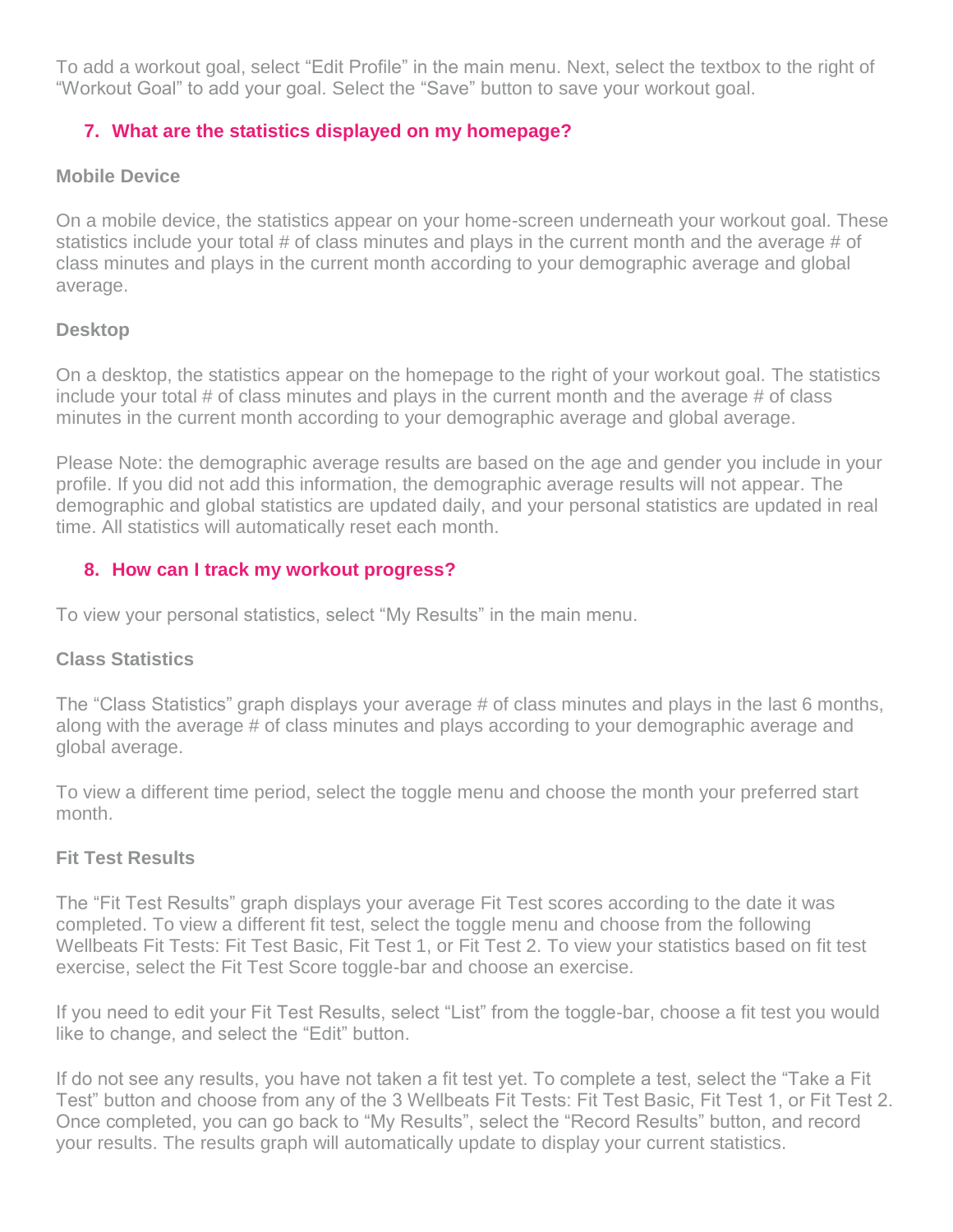To add a workout goal, select “Edit Profile” in the main menu. Next, select the textbox to the right of “Workout Goal” to add your goal. Select the “Save” button to save your workout goal.

## 7. What are the statistics displayed on my homepage?

**Mobile Device**

On a mobile device, the statistics appear on your home-screen underneath your workout goal. These statistics include your total # of class minutes and plays in the current month and the average # of class minutes and plays in the current month according to your demographic average and global average.

**Desktop**

On a desktop, the statistics appear on the homepage to the right of your workout goal. The statistics include your total # of class minutes and plays in the current month and the average # of class minutes in the current month according to your demographic average and global average.

Please Note: the demographic average results are based on the age and gender you include in your profile. If you did not add this information, the demographic average results will not appear. The demographic and global statistics are updated daily, and your personal statistics are updated in real time. All statistics will automatically reset each month.

## 8. How can I track my workout progress?

To view your personal statistics, select “My Results” in the main menu.

**Class Statistics**

The “Class Statistics” graph displays your average # of class minutes and plays in the last 6 months, along with the average # of class minutes and plays according to your demographic average and global average.

To view a different time period, select the toggle menu and choose the month your preferred start month.

**Fit Test Results**

The “Fit Test Results” graph displays your average Fit Test scores according to the date it was completed. To view a different fit test, select the toggle menu and choose from the following Wellbeats Fit Tests: Fit Test Basic, Fit Test 1, or Fit Test 2. To view your statistics based on fit test exercise, select the Fit Test Score toggle-bar and choose an exercise.

If you need to edit your Fit Test Results, select “List” from the toggle-bar, choose a fit test you would like to change, and select the “Edit” button.

If do not see any results, you have not taken a fit test yet. To complete a test, select the “Take a Fit Test” button and choose from any of the 3 Wellbeats Fit Tests: Fit Test Basic, Fit Test 1, or Fit Test 2. Once completed, you can go back to “My Results”, select the “Record Results” button, and record your results. The results graph will automatically update to display your current statistics.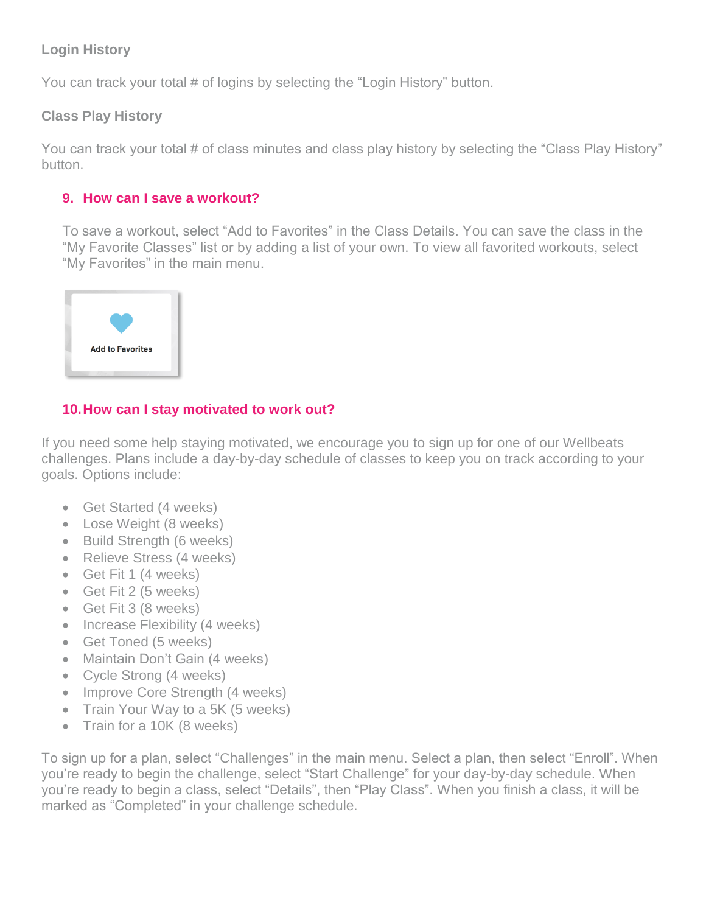**Login History**

You can track your total # of logins by selecting the “Login History” button.

**Class Play History**

You can track your total # of class minutes and class play history by selecting the “Class Play History” button.

### 9. How can I save a workout?

To save a workout, select “Add to Favorites” in the Class Details. You can save the class in the “My Favorite Classes” list or by adding a list of your own. To view all favorited workouts, select “My Favorites” in the main menu.

Add to Favorites

### 10. How can I stay motivated to work out?

If you need some help staying motivated, we encourage you to sign up for one of our Wellbeats challenges. Plans include a day-by-day schedule of classes to keep you on track according to your goals. Options include:

- Get Started (4 weeks)
- Lose Weight (8 weeks)
- Build Strength (6 weeks)
- Relieve Stress (4 weeks)
- Get Fit 1 (4 weeks)
- Get Fit 2 (5 weeks)
- Get Fit 3 (8 weeks)
- Increase Flexibility (4 weeks)
- Get Toned (5 weeks)
- Maintain Don’t Gain (4 weeks)
- Cycle Strong (4 weeks)
- Improve Core Strength (4 weeks)
- Train Your Way to a 5K (5 weeks)
- Train for a 10K (8 weeks)

To sign up for a plan, select “Challenges” in the main menu. Select a plan, then select “Enroll”. When you’re ready to begin the challenge, select “Start Challenge” for your day-by-day schedule. When you’re ready to begin a class, select “Details”, then “Play Class”. When you finish a class, it will be marked as “Completed” in your challenge schedule.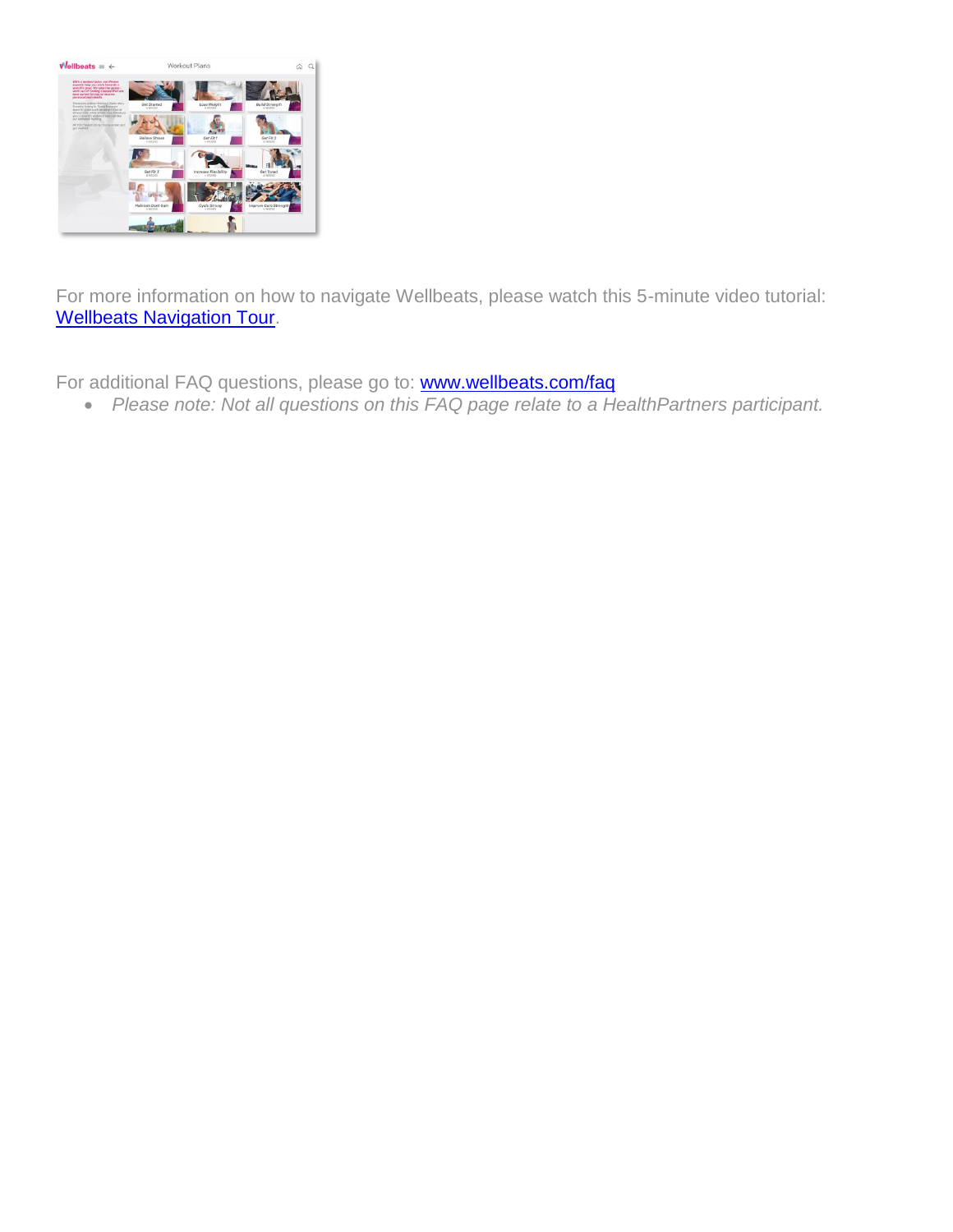For more information on how to navigate Wellbeats, please watch this 5-minute video tutorial: [Wellbeats Navigation Tour](Wellbeats Navigation Tour).

For additional FAQ questions, please go to: [www.wellbeats.com/faq](http://www.wellbeats.com/faq)

- *Please note: Not all questions on this FAQ page relate to a HealthPartners participant.*